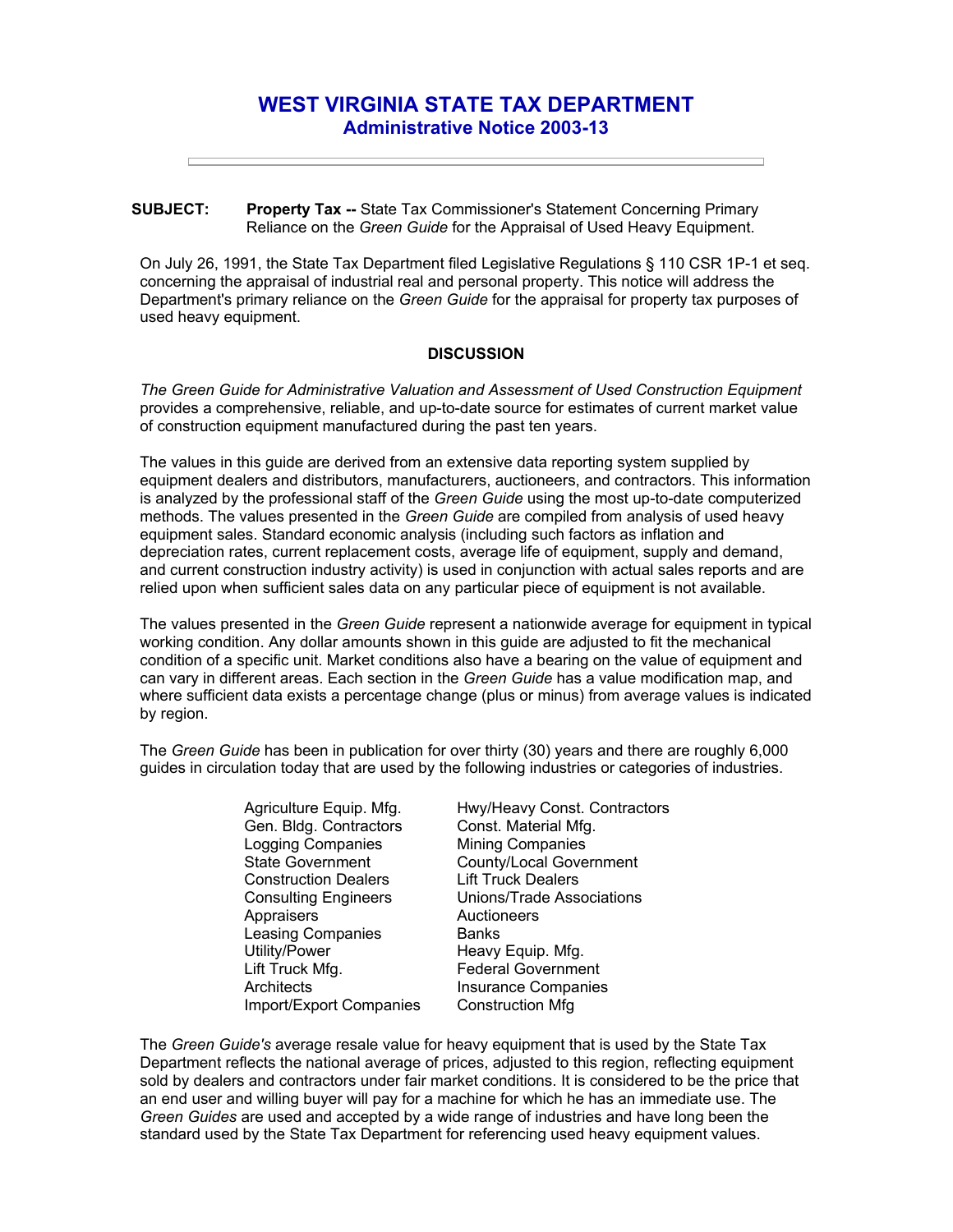# WEST VIRGINIA STATE TAX DEPARTMENT
## Administrative Notice 2003-13

---

**SUBJECT:** **Property Tax --** State Tax Commissioner's Statement Concerning Primary Reliance on the *Green Guide* for the Appraisal of Used Heavy Equipment.

On July 26, 1991, the State Tax Department filed Legislative Regulations § 110 CSR 1P-1 et seq. concerning the appraisal of industrial real and personal property. This notice will address the Department's primary reliance on the *Green Guide* for the appraisal for property tax purposes of used heavy equipment.

**DISCUSSION**

*The Green Guide for Administrative Valuation and Assessment of Used Construction Equipment* provides a comprehensive, reliable, and up-to-date source for estimates of current market value of construction equipment manufactured during the past ten years.

The values in this guide are derived from an extensive data reporting system supplied by equipment dealers and distributors, manufacturers, auctioneers, and contractors. This information is analyzed by the professional staff of the *Green Guide* using the most up-to-date computerized methods. The values presented in the *Green Guide* are compiled from analysis of used heavy equipment sales. Standard economic analysis (including such factors as inflation and depreciation rates, current replacement costs, average life of equipment, supply and demand, and current construction industry activity) is used in conjunction with actual sales reports and are relied upon when sufficient sales data on any particular piece of equipment is not available.

The values presented in the *Green Guide* represent a nationwide average for equipment in typical working condition. Any dollar amounts shown in this guide are adjusted to fit the mechanical condition of a specific unit. Market conditions also have a bearing on the value of equipment and can vary in different areas. Each section in the *Green Guide* has a value modification map, and where sufficient data exists a percentage change (plus or minus) from average values is indicated by region.

The *Green Guide* has been in publication for over thirty (30) years and there are roughly 6,000 guides in circulation today that are used by the following industries or categories of industries.

| | |
|---|---|
| Agriculture Equip. Mfg. | Hwy/Heavy Const. Contractors |
| Gen. Bldg. Contractors | Const. Material Mfg. |
| Logging Companies | Mining Companies |
| State Government | County/Local Government |
| Construction Dealers | Lift Truck Dealers |
| Consulting Engineers | Unions/Trade Associations |
| Appraisers | Auctioneers |
| Leasing Companies | Banks |
| Utility/Power | Heavy Equip. Mfg. |
| Lift Truck Mfg. | Federal Government |
| Architects | Insurance Companies |
| Import/Export Companies | Construction Mfg |

The *Green Guide's* average resale value for heavy equipment that is used by the State Tax Department reflects the national average of prices, adjusted to this region, reflecting equipment sold by dealers and contractors under fair market conditions. It is considered to be the price that an end user and willing buyer will pay for a machine for which he has an immediate use. The *Green Guides* are used and accepted by a wide range of industries and have long been the standard used by the State Tax Department for referencing used heavy equipment values.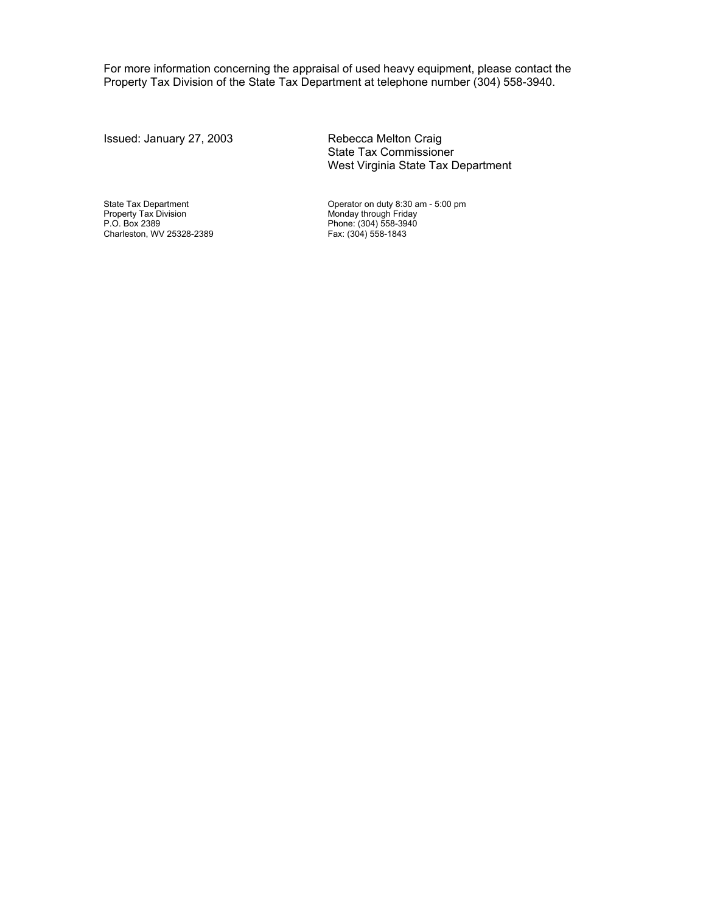For more information concerning the appraisal of used heavy equipment, please contact the Property Tax Division of the State Tax Department at telephone number (304) 558-3940.

Issued: January 27, 2003

Rebecca Melton Craig
State Tax Commissioner
West Virginia State Tax Department

State Tax Department
Property Tax Division
P.O. Box 2389
Charleston, WV 25328-2389

Operator on duty 8:30 am - 5:00 pm
Monday through Friday
Phone: (304) 558-3940
Fax: (304) 558-1843